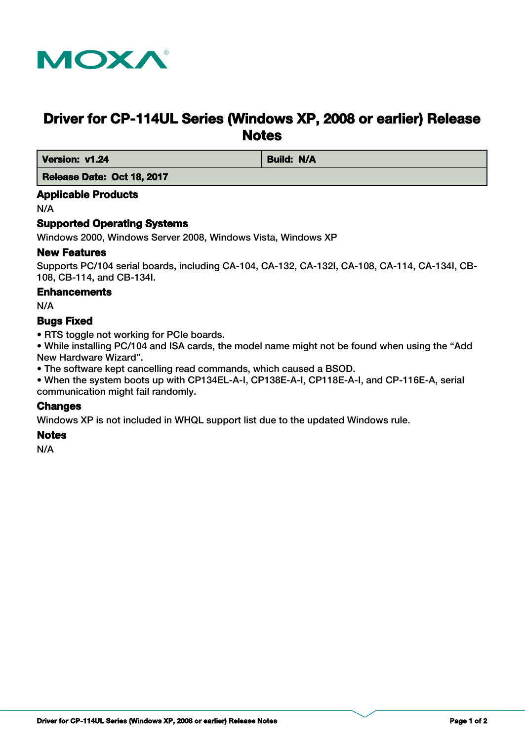# Driver for CP-114UL Series (Windows XP, 2008 or earlier) Release Notes

| Version: v1.24 | Build: N/A |
|---|---|
| Release Date: Oct 18, 2017 | |

## Applicable Products

N/A

## Supported Operating Systems

Windows 2000, Windows Server 2008, Windows Vista, Windows XP

## New Features

Supports PC/104 serial boards, including CA-104, CA-132, CA-132I, CA-108, CA-114, CA-134I, CB-108, CB-114, and CB-134I.

## Enhancements

N/A

## Bugs Fixed

• RTS toggle not working for PCIe boards.
• While installing PC/104 and ISA cards, the model name might not be found when using the “Add New Hardware Wizard”.
• The software kept cancelling read commands, which caused a BSOD.
• When the system boots up with CP134EL-A-I, CP138E-A-I, CP118E-A-I, and CP-116E-A, serial communication might fail randomly.

## Changes

Windows XP is not included in WHQL support list due to the updated Windows rule.

## Notes

N/A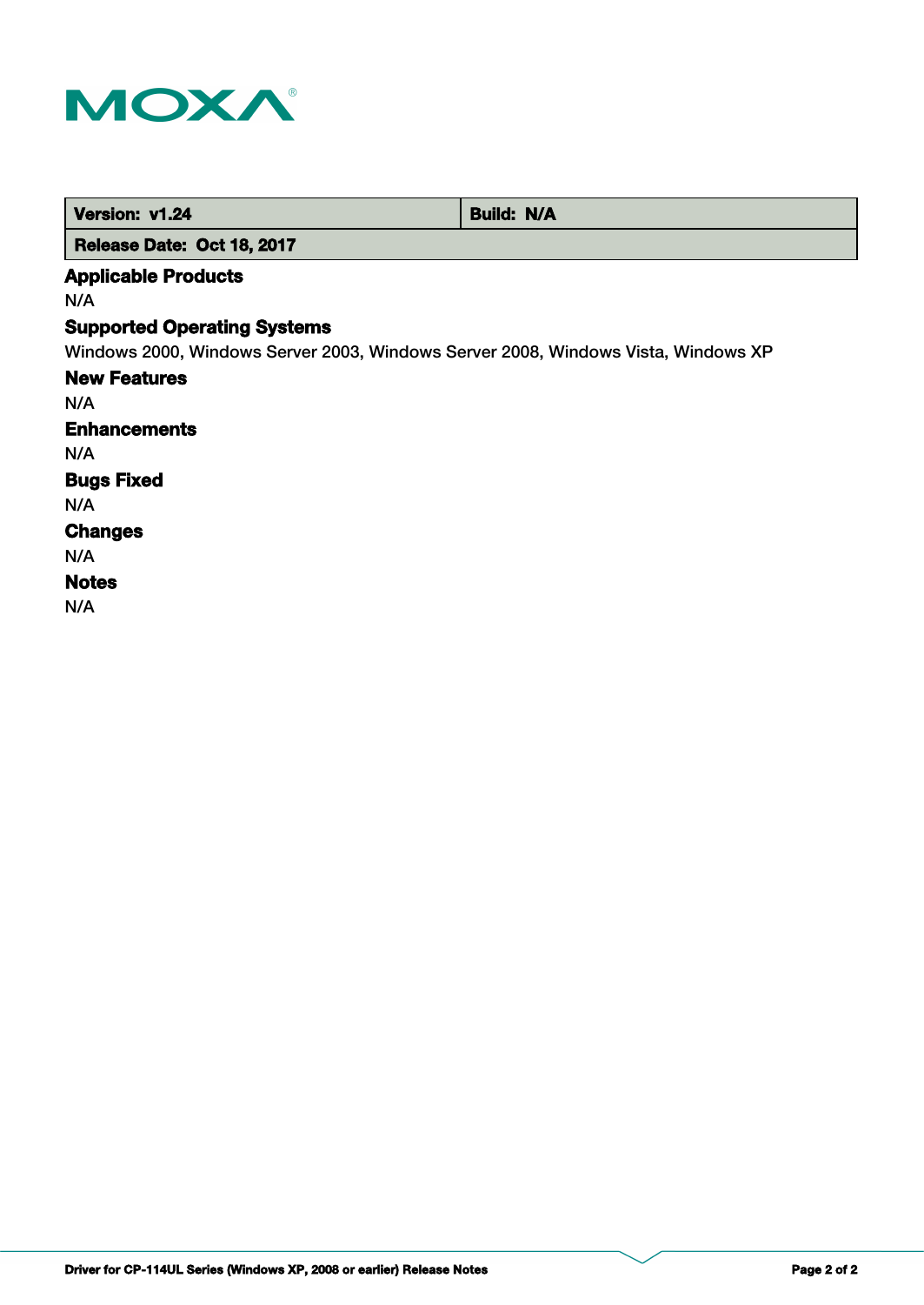| Version: v1.24 | Build: N/A |
| --- | --- |
| Release Date: Oct 18, 2017 | |

## Applicable Products

N/A

## Supported Operating Systems

Windows 2000, Windows Server 2003, Windows Server 2008, Windows Vista, Windows XP

## New Features

N/A

## Enhancements

N/A

## Bugs Fixed

N/A

## Changes

N/A

## Notes

N/A